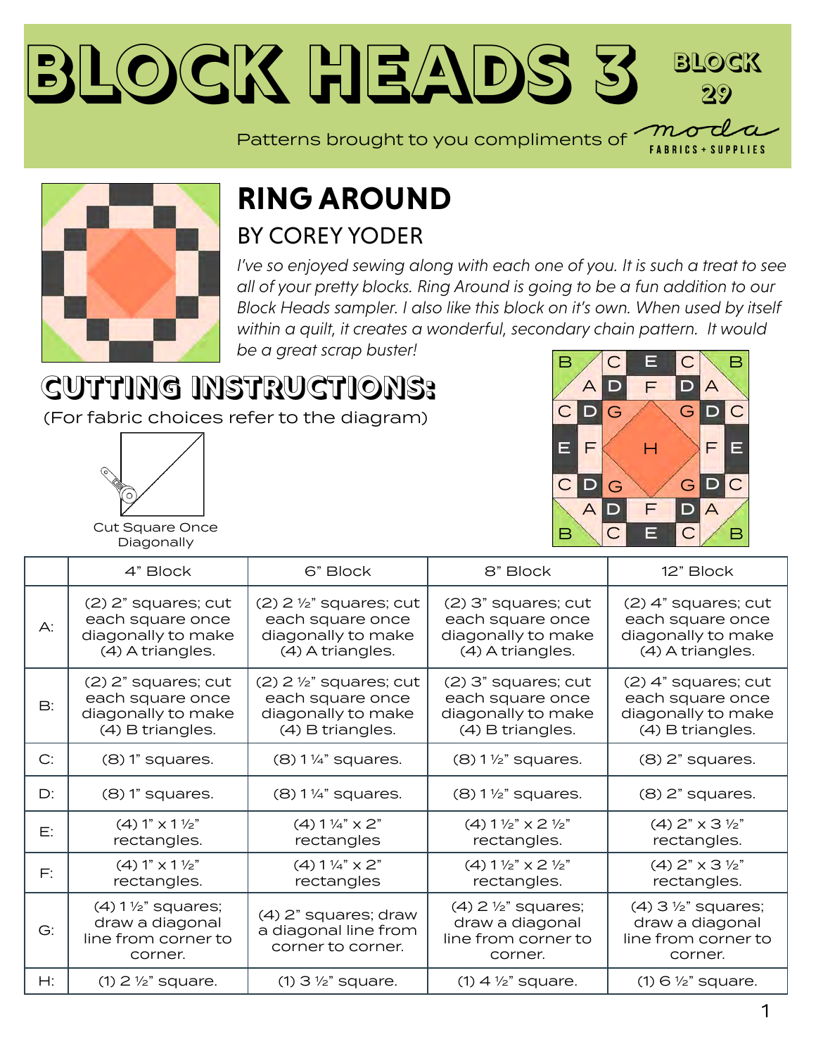# BLOCK HEADS 3

BLOCK 29

Patterns brought to you compliments of moda FABRICS + SUPPLIES

## RING AROUND

### BY COREY YODER

*I've so enjoyed sewing along with each one of you. It is such a treat to see all of your pretty blocks. Ring Around is going to be a fun addition to our Block Heads sampler. I also like this block on it's own. When used by itself within a quilt, it creates a wonderful, secondary chain pattern. It would be a great scrap buster!*

## CUTTING INSTRUCTIONS:

(For fabric choices refer to the diagram)

Cut Square Once Diagonally

| | 4" Block | 6" Block | 8" Block | 12" Block |
|---|---|---|---|---|
| A: | (2) 2" squares; cut each square once diagonally to make (4) A triangles. | (2) 2 ½" squares; cut each square once diagonally to make (4) A triangles. | (2) 3" squares; cut each square once diagonally to make (4) A triangles. | (2) 4" squares; cut each square once diagonally to make (4) A triangles. |
| B: | (2) 2" squares; cut each square once diagonally to make (4) B triangles. | (2) 2 ½" squares; cut each square once diagonally to make (4) B triangles. | (2) 3" squares; cut each square once diagonally to make (4) B triangles. | (2) 4" squares; cut each square once diagonally to make (4) B triangles. |
| C: | (8) 1" squares. | (8) 1 ¼" squares. | (8) 1 ½" squares. | (8) 2" squares. |
| D: | (8) 1" squares. | (8) 1 ¼" squares. | (8) 1 ½" squares. | (8) 2" squares. |
| E: | (4) 1" x 1 ½" rectangles. | (4) 1 ¼" x 2" rectangles | (4) 1 ½" x 2 ½" rectangles. | (4) 2" x 3 ½" rectangles. |
| F: | (4) 1" x 1 ½" rectangles. | (4) 1 ¼" x 2" rectangles | (4) 1 ½" x 2 ½" rectangles. | (4) 2" x 3 ½" rectangles. |
| G: | (4) 1 ½" squares; draw a diagonal line from corner to corner. | (4) 2" squares; draw a diagonal line from corner to corner. | (4) 2 ½" squares; draw a diagonal line from corner to corner. | (4) 3 ½" squares; draw a diagonal line from corner to corner. |
| H: | (1) 2 ½" square. | (1) 3 ½" square. | (1) 4 ½" square. | (1) 6 ½" square. |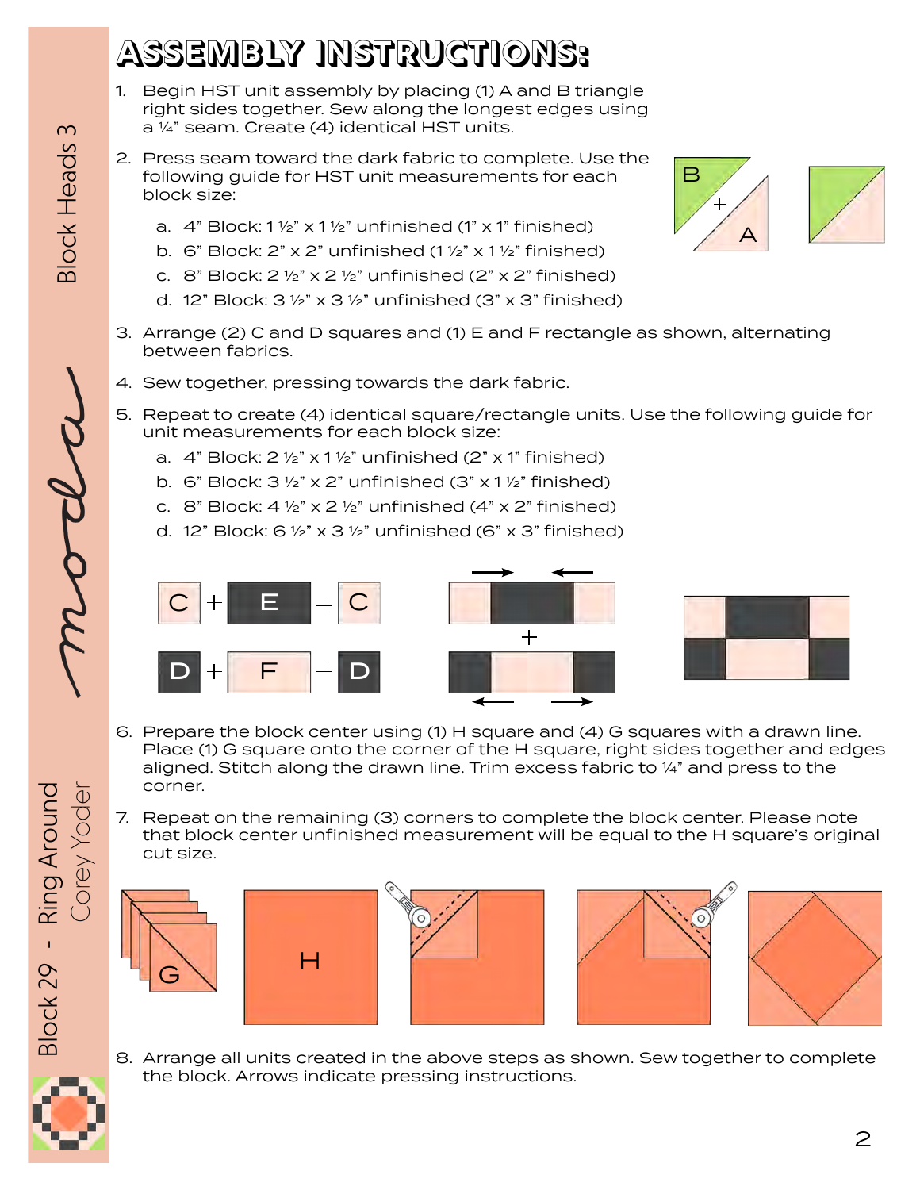# ASSEMBLY INSTRUCTIONS:

1. Begin HST unit assembly by placing (1) A and B triangle right sides together. Sew along the longest edges using a ¼" seam. Create (4) identical HST units.
2. Press seam toward the dark fabric to complete. Use the following guide for HST unit measurements for each block size:
   a. 4" Block: 1 ½" x 1 ½" unfinished (1" x 1" finished)
   b. 6" Block: 2" x 2" unfinished (1 ½" x 1 ½" finished)
   c. 8" Block: 2 ½" x 2 ½" unfinished (2" x 2" finished)
   d. 12" Block: 3 ½" x 3 ½" unfinished (3" x 3" finished)
3. Arrange (2) C and D squares and (1) E and F rectangle as shown, alternating between fabrics.
4. Sew together, pressing towards the dark fabric.
5. Repeat to create (4) identical square/rectangle units. Use the following guide for unit measurements for each block size:
   a. 4" Block: 2 ½" x 1 ½" unfinished (2" x 1" finished)
   b. 6" Block: 3 ½" x 2" unfinished (3" x 1 ½" finished)
   c. 8" Block: 4 ½" x 2 ½" unfinished (4" x 2" finished)
   d. 12" Block: 6 ½" x 3 ½" unfinished (6" x 3" finished)
6. Prepare the block center using (1) H square and (4) G squares with a drawn line. Place (1) G square onto the corner of the H square, right sides together and edges aligned. Stitch along the drawn line. Trim excess fabric to ¼" and press to the corner.
7. Repeat on the remaining (3) corners to complete the block center. Please note that block center unfinished measurement will be equal to the H square's original cut size.
8. Arrange all units created in the above steps as shown. Sew together to complete the block. Arrows indicate pressing instructions.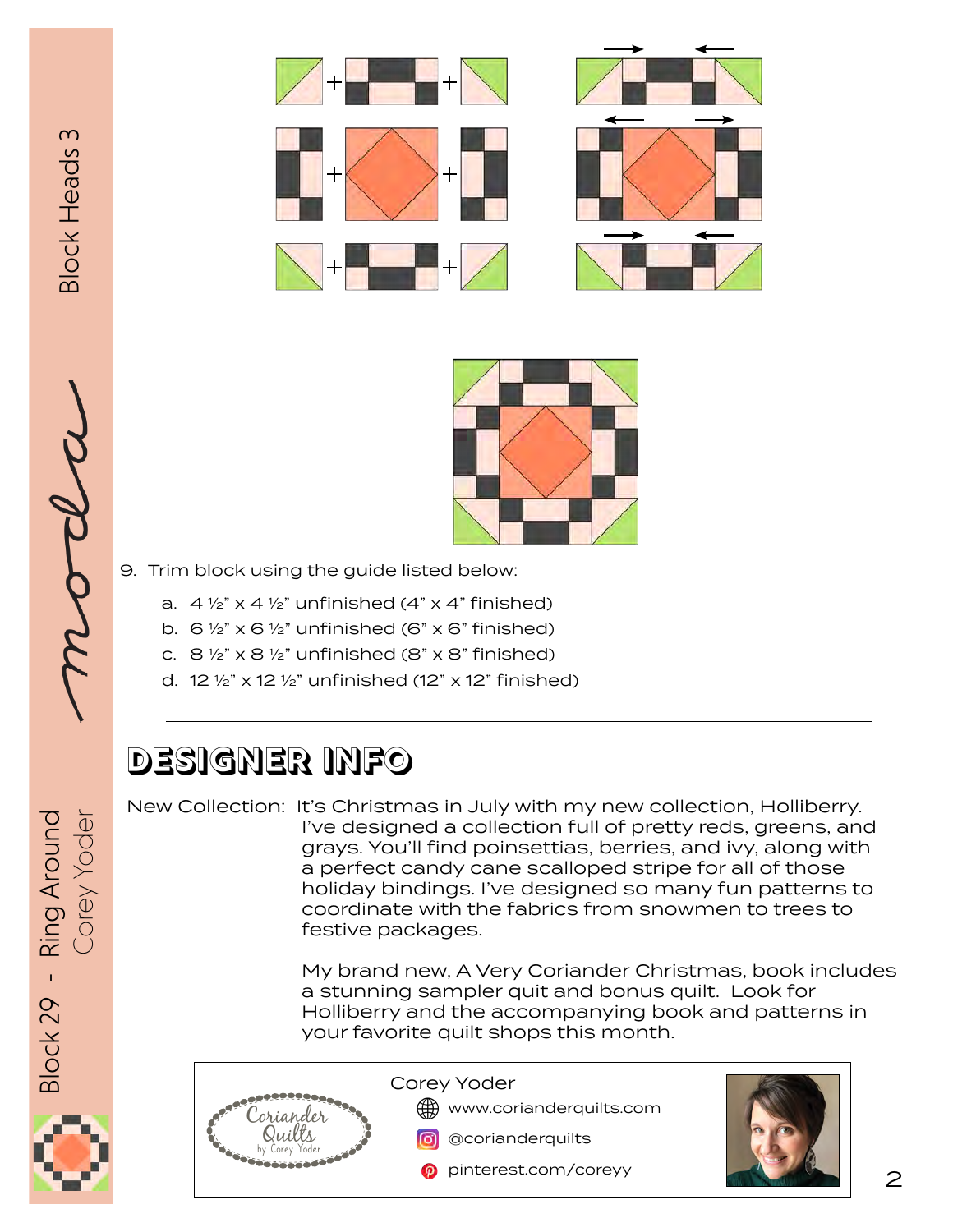9. Trim block using the guide listed below:

   a. 4 ½" x 4 ½" unfinished (4" x 4" finished)

   b. 6 ½" x 6 ½" unfinished (6" x 6" finished)

   c. 8 ½" x 8 ½" unfinished (8" x 8" finished)

   d. 12 ½" x 12 ½" unfinished (12" x 12" finished)

---

# DESIGNER INFO

New Collection: It's Christmas in July with my new collection, Holliberry. I've designed a collection full of pretty reds, greens, and grays. You'll find poinsettias, berries, and ivy, along with a perfect candy cane scalloped stripe for all of those holiday bindings. I've designed so many fun patterns to coordinate with the fabrics from snowmen to trees to festive packages.

My brand new, A Very Coriander Christmas, book includes a stunning sampler quit and bonus quilt. Look for Holliberry and the accompanying book and patterns in your favorite quilt shops this month.

Coriander Quilts by Corey Yoder

Corey Yoder

www.corianderquilts.com

@corianderquilts

pinterest.com/coreyy